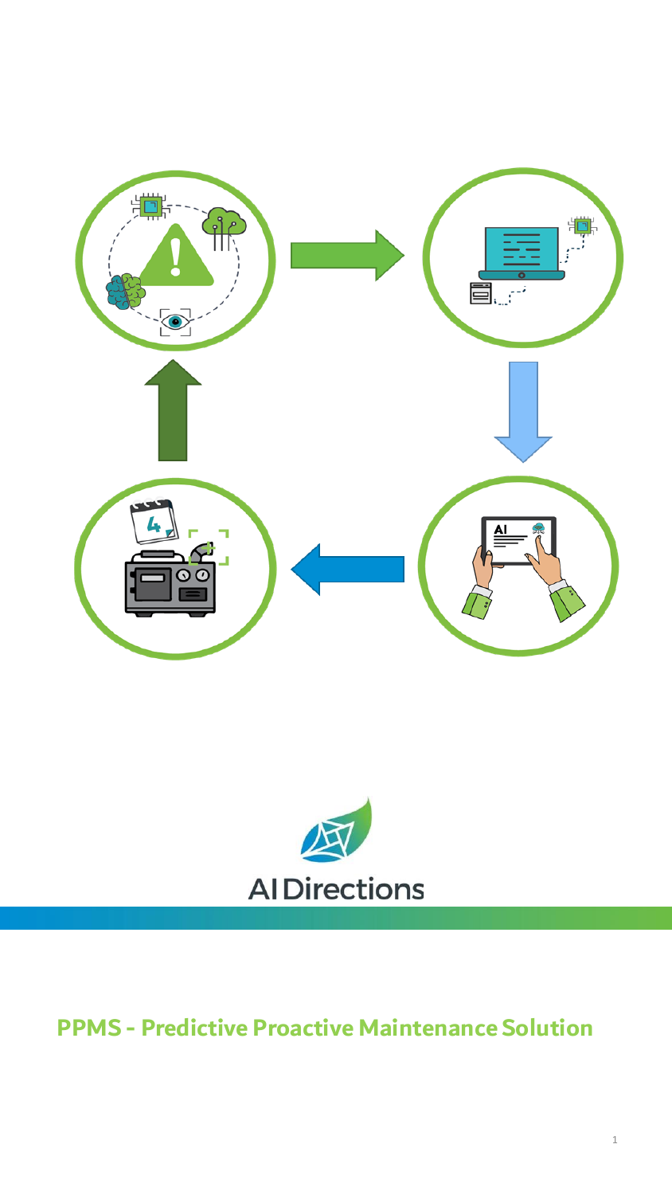AI Directions

# PPMS - Predictive Proactive Maintenance Solution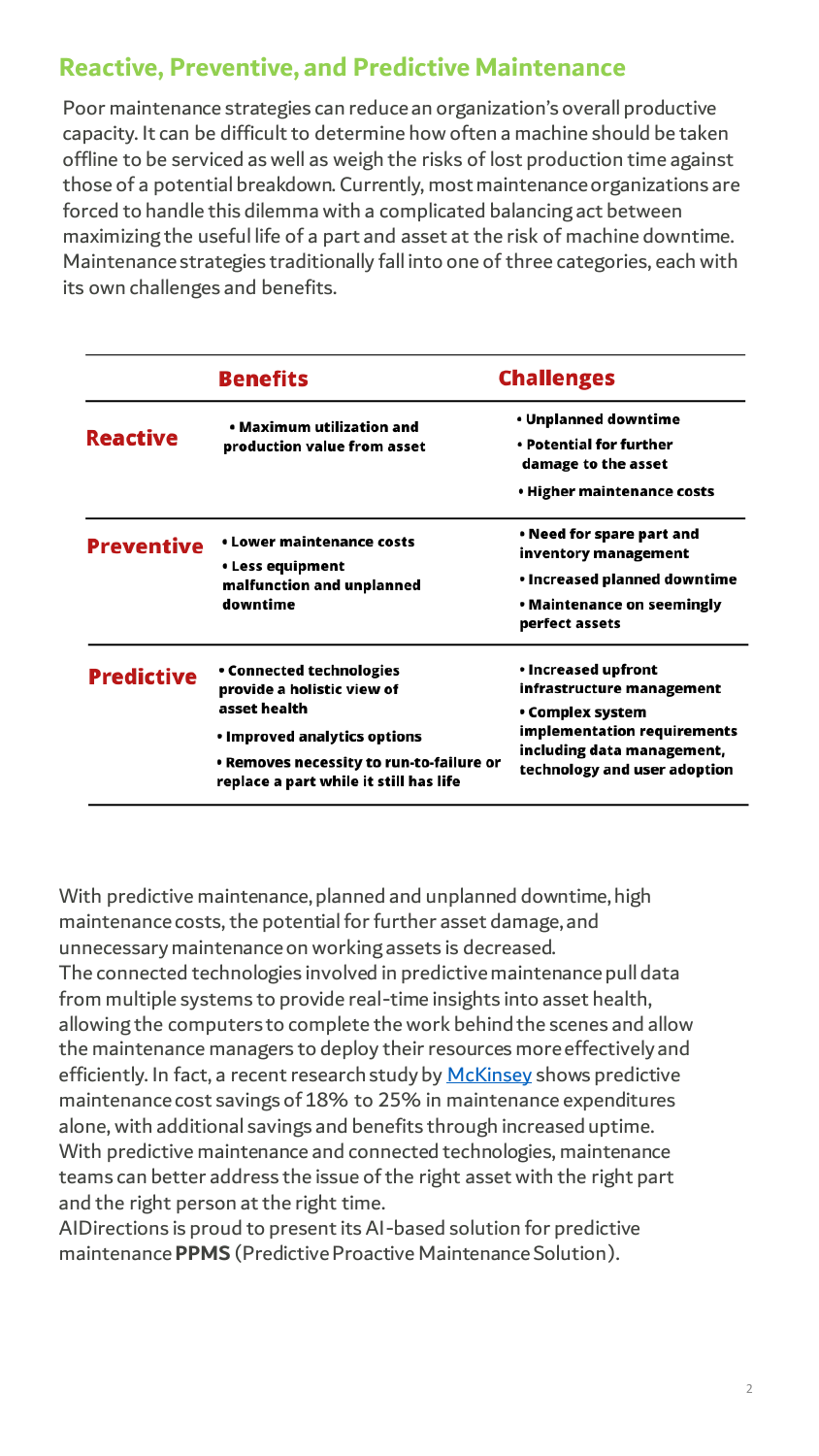## Reactive, Preventive, and Predictive Maintenance

Poor maintenance strategies can reduce an organization's overall productive capacity. It can be difficult to determine how often a machine should be taken offline to be serviced as well as weigh the risks of lost production time against those of a potential breakdown. Currently, most maintenance organizations are forced to handle this dilemma with a complicated balancing act between maximizing the useful life of a part and asset at the risk of machine downtime. Maintenance strategies traditionally fall into one of three categories, each with its own challenges and benefits.

| | Benefits | Challenges |
|---|---|---|
| **Reactive** | • Maximum utilization and production value from asset | • Unplanned downtime<br>• Potential for further damage to the asset<br>• Higher maintenance costs |
| **Preventive** | • Lower maintenance costs<br>• Less equipment malfunction and unplanned downtime | • Need for spare part and inventory management<br>• Increased planned downtime<br>• Maintenance on seemingly perfect assets |
| **Predictive** | • Connected technologies provide a holistic view of asset health<br>• Improved analytics options<br>• Removes necessity to run-to-failure or replace a part while it still has life | • Increased upfront infrastructure management<br>• Complex system implementation requirements including data management, technology and user adoption |

With predictive maintenance, planned and unplanned downtime, high maintenance costs, the potential for further asset damage, and unnecessary maintenance on working assets is decreased.
The connected technologies involved in predictive maintenance pull data from multiple systems to provide real-time insights into asset health, allowing the computers to complete the work behind the scenes and allow the maintenance managers to deploy their resources more effectively and efficiently. In fact, a recent research study by McKinsey shows predictive maintenance cost savings of 18% to 25% in maintenance expenditures alone, with additional savings and benefits through increased uptime.
With predictive maintenance and connected technologies, maintenance teams can better address the issue of the right asset with the right part and the right person at the right time.
AIDirections is proud to present its AI-based solution for predictive maintenance **PPMS** (Predictive Proactive Maintenance Solution).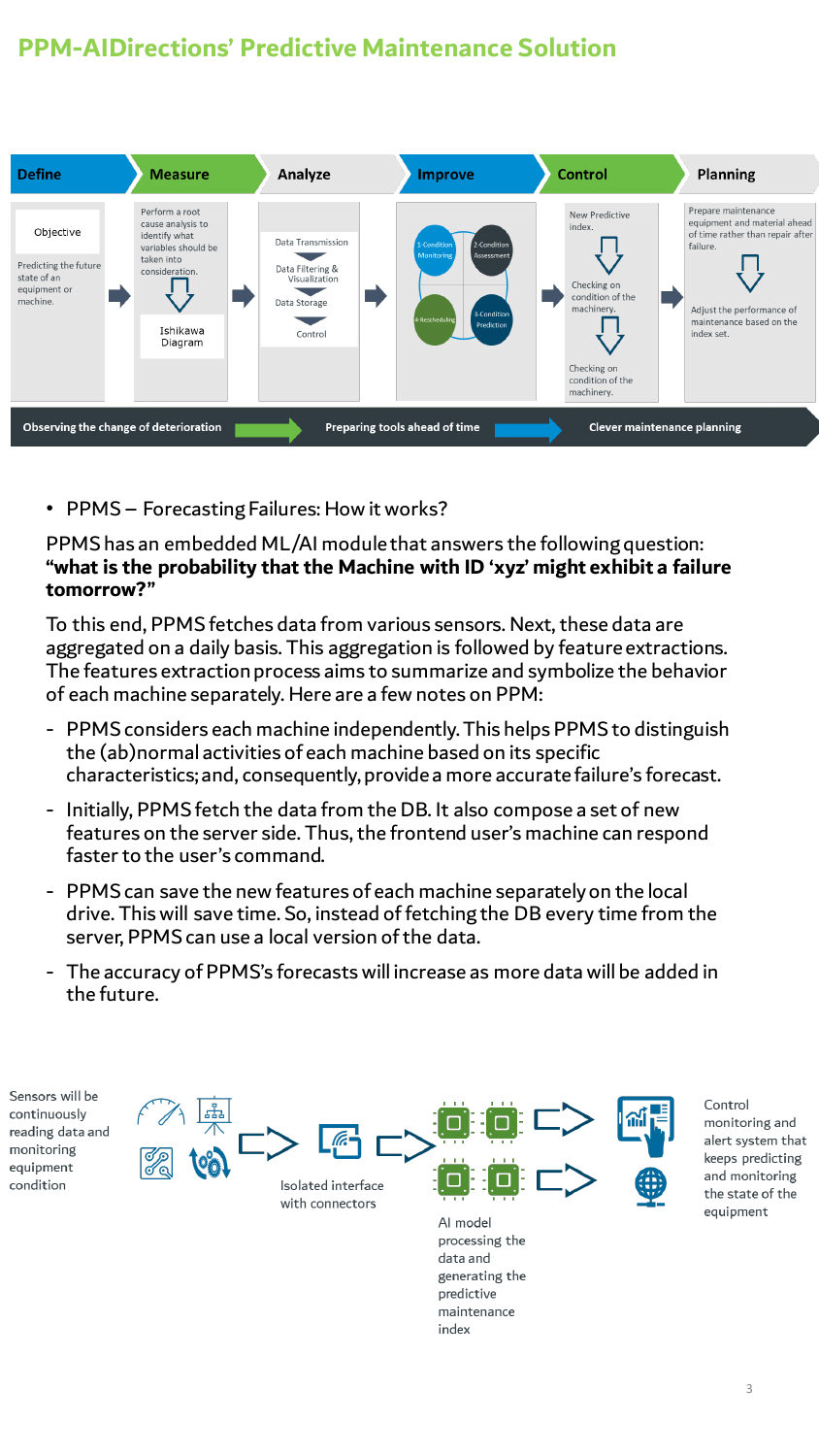# PPM-AIDirections’ Predictive Maintenance Solution

| Define | Measure | Analyze | Improve | Control | Planning |
|---|---|---|---|---|---|
| Objective<br>Predicting the future state of an equipment or machine. | Perform a root cause analysis to identify what variables should be taken into consideration.<br>Ishikawa Diagram | Data Transmission<br>Data Filtering & Visualization<br>Data Storage<br>Control | 1-Condition Monitoring<br>2-Condition Assessment<br>3-Condition Prediction<br>4-Rescheduling | New Predictive index.<br>Checking on condition of the machinery.<br>Checking on condition of the machinery. | Prepare maintenance equipment and material ahead of time rather than repair after failure.<br>Adjust the performance of maintenance based on the index set. |

Observing the change of deterioration → Preparing tools ahead of time → Clever maintenance planning

- PPMS – Forecasting Failures: How it works?

PPMS has an embedded ML/AI module that answers the following question: **“what is the probability that the Machine with ID ‘xyz’ might exhibit a failure tomorrow?”**

To this end, PPMS fetches data from various sensors. Next, these data are aggregated on a daily basis. This aggregation is followed by feature extractions. The features extraction process aims to summarize and symbolize the behavior of each machine separately. Here are a few notes on PPM:

- PPMS considers each machine independently. This helps PPMS to distinguish the (ab)normal activities of each machine based on its specific characteristics; and, consequently, provide a more accurate failure’s forecast.
- Initially, PPMS fetch the data from the DB. It also compose a set of new features on the server side. Thus, the frontend user’s machine can respond faster to the user’s command.
- PPMS can save the new features of each machine separately on the local drive. This will save time. So, instead of fetching the DB every time from the server, PPMS can use a local version of the data.
- The accuracy of PPMS’s forecasts will increase as more data will be added in the future.

Sensors will be continuously reading data and monitoring equipment condition → Isolated interface with connectors → AI model processing the data and generating the predictive maintenance index → Control monitoring and alert system that keeps predicting and monitoring the state of the equipment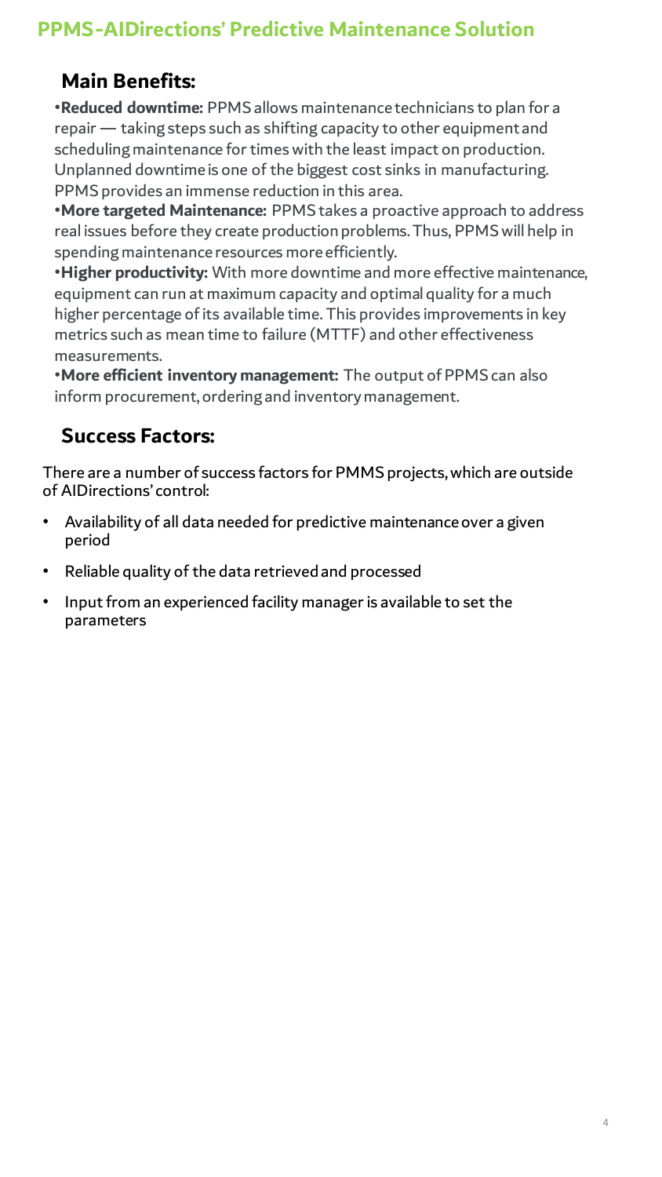# PPMS-AIDirections' Predictive Maintenance Solution

## Main Benefits:

•**Reduced downtime:** PPMS allows maintenance technicians to plan for a repair — taking steps such as shifting capacity to other equipment and scheduling maintenance for times with the least impact on production. Unplanned downtime is one of the biggest cost sinks in manufacturing. PPMS provides an immense reduction in this area.

•**More targeted Maintenance:** PPMS takes a proactive approach to address real issues before they create production problems. Thus, PPMS will help in spending maintenance resources more efficiently.

•**Higher productivity:** With more downtime and more effective maintenance, equipment can run at maximum capacity and optimal quality for a much higher percentage of its available time. This provides improvements in key metrics such as mean time to failure (MTTF) and other effectiveness measurements.

•**More efficient inventory management:** The output of PPMS can also inform procurement, ordering and inventory management.

## Success Factors:

There are a number of success factors for PMMS projects, which are outside of AIDirections' control:

- Availability of all data needed for predictive maintenance over a given period
- Reliable quality of the data retrieved and processed
- Input from an experienced facility manager is available to set the parameters